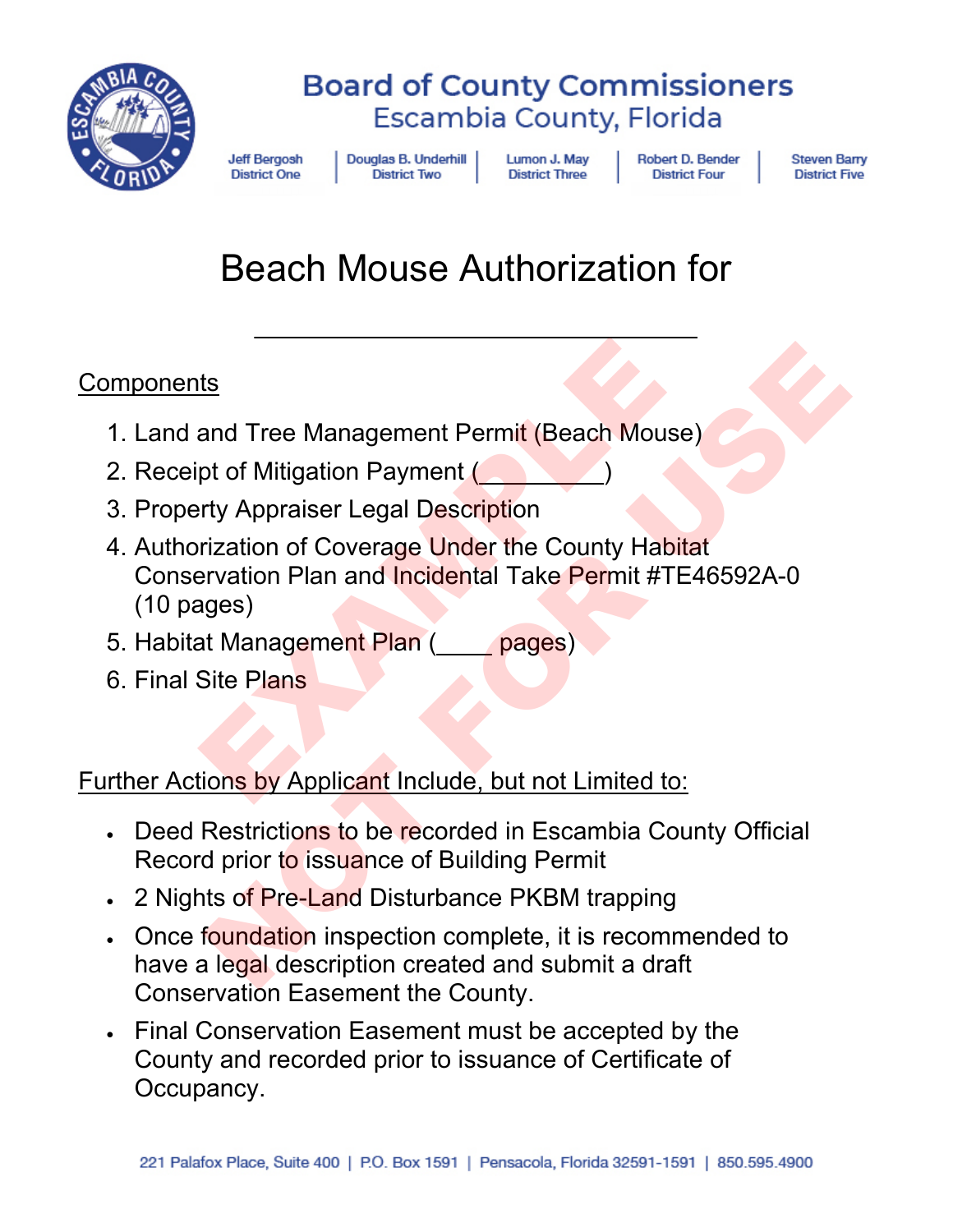# Board of County Commissioners
## Escambia County, Florida

Jeff Bergosh, District One | Douglas B. Underhill, District Two | Lumon J. May, District Three | Robert D. Bender, District Four | Steven Barry, District Five

# Beach Mouse Authorization for

______________________________

EXAMPLE NOT FOR USE

Components

1. Land and Tree Management Permit (Beach Mouse)
2. Receipt of Mitigation Payment (_________)
3. Property Appraiser Legal Description
4. Authorization of Coverage Under the County Habitat Conservation Plan and Incidental Take Permit #TE46592A-0 (10 pages)
5. Habitat Management Plan (____ pages)
6. Final Site Plans

Further Actions by Applicant Include, but not Limited to:

- Deed Restrictions to be recorded in Escambia County Official Record prior to issuance of Building Permit
- 2 Nights of Pre-Land Disturbance PKBM trapping
- Once foundation inspection complete, it is recommended to have a legal description created and submit a draft Conservation Easement the County.
- Final Conservation Easement must be accepted by the County and recorded prior to issuance of Certificate of Occupancy.

221 Palafox Place, Suite 400 | P.O. Box 1591 | Pensacola, Florida 32591-1591 | 850.595.4900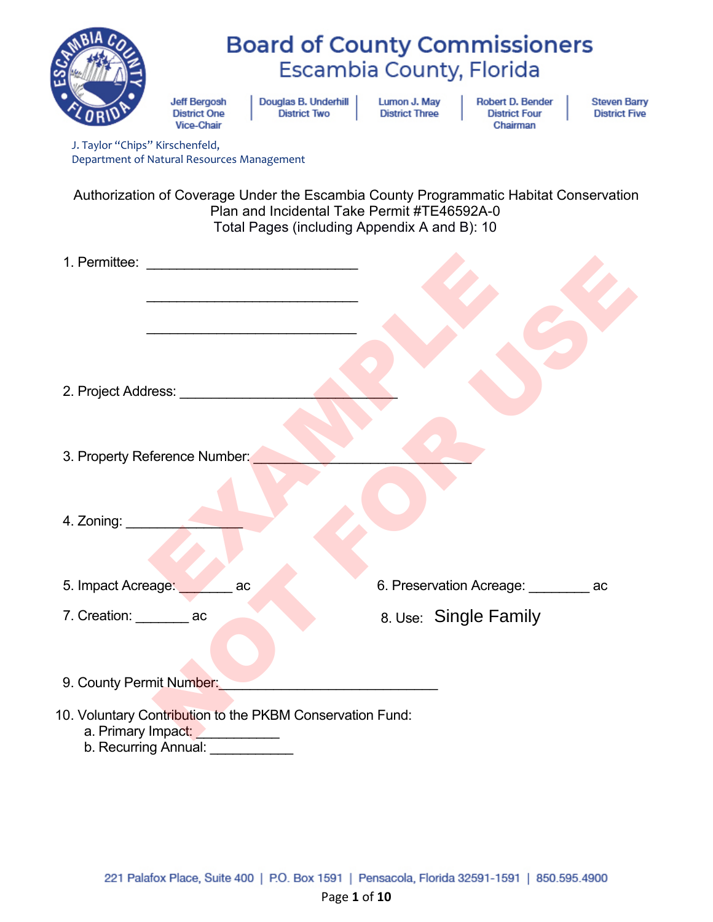# Board of County Commissioners
## Escambia County, Florida

Jeff Bergosh, District One, Vice-Chair | Douglas B. Underhill, District Two | Lumon J. May, District Three | Robert D. Bender, District Four, Chairman | Steven Barry, District Five

J. Taylor "Chips" Kirschenfeld,
Department of Natural Resources Management

Authorization of Coverage Under the Escambia County Programmatic Habitat Conservation Plan and Incidental Take Permit #TE46592A-0
Total Pages (including Appendix A and B): 10

EXAMPLE NOT FOR USE

1. Permittee: ___________________________

   ___________________________

   ___________________________

2. Project Address: ___________________________

3. Property Reference Number: ___________________________

4. Zoning: _______________

5. Impact Acreage: _______ ac

6. Preservation Acreage: ________ ac

7. Creation: _______ ac

8. Use: Single Family

9. County Permit Number: ___________________________

10. Voluntary Contribution to the PKBM Conservation Fund:
    a. Primary Impact: ___________
    b. Recurring Annual: ___________

221 Palafox Place, Suite 400 | P.O. Box 1591 | Pensacola, Florida 32591-1591 | 850.595.4900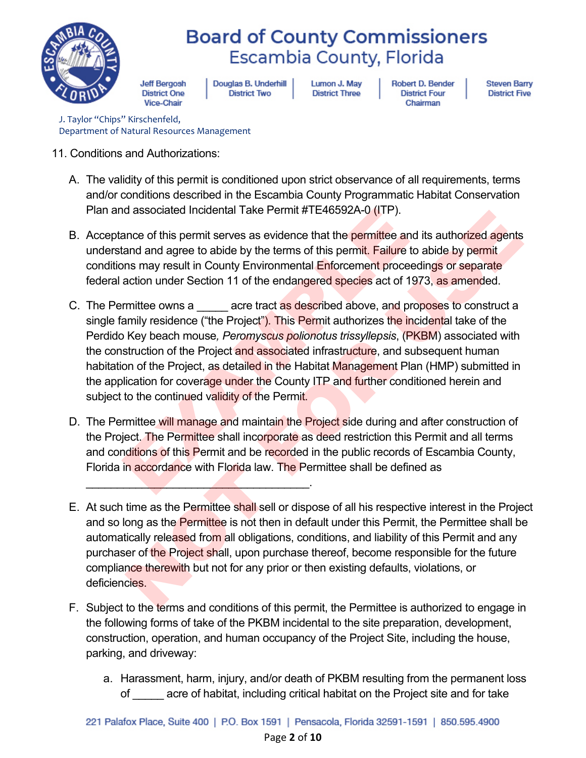J. Taylor "Chips" Kirschenfeld,
Department of Natural Resources Management

11. Conditions and Authorizations:

A. The validity of this permit is conditioned upon strict observance of all requirements, terms and/or conditions described in the Escambia County Programmatic Habitat Conservation Plan and associated Incidental Take Permit #TE46592A-0 (ITP).

B. Acceptance of this permit serves as evidence that the permittee and its authorized agents understand and agree to abide by the terms of this permit. Failure to abide by permit conditions may result in County Environmental Enforcement proceedings or separate federal action under Section 11 of the endangered species act of 1973, as amended.

C. The Permittee owns a _____ acre tract as described above, and proposes to construct a single family residence ("the Project"). This Permit authorizes the incidental take of the Perdido Key beach mouse, *Peromyscus polionotus trissyllepsis*, (PKBM) associated with the construction of the Project and associated infrastructure, and subsequent human habitation of the Project, as detailed in the Habitat Management Plan (HMP) submitted in the application for coverage under the County ITP and further conditioned herein and subject to the continued validity of the Permit.

D. The Permittee will manage and maintain the Project side during and after construction of the Project. The Permittee shall incorporate as deed restriction this Permit and all terms and conditions of this Permit and be recorded in the public records of Escambia County, Florida in accordance with Florida law. The Permittee shall be defined as ___________________________________.

E. At such time as the Permittee shall sell or dispose of all his respective interest in the Project and so long as the Permittee is not then in default under this Permit, the Permittee shall be automatically released from all obligations, conditions, and liability of this Permit and any purchaser of the Project shall, upon purchase thereof, become responsible for the future compliance therewith but not for any prior or then existing defaults, violations, or deficiencies.

F. Subject to the terms and conditions of this permit, the Permittee is authorized to engage in the following forms of take of the PKBM incidental to the site preparation, development, construction, operation, and human occupancy of the Project Site, including the house, parking, and driveway:

   a. Harassment, harm, injury, and/or death of PKBM resulting from the permanent loss of _____ acre of habitat, including critical habitat on the Project site and for take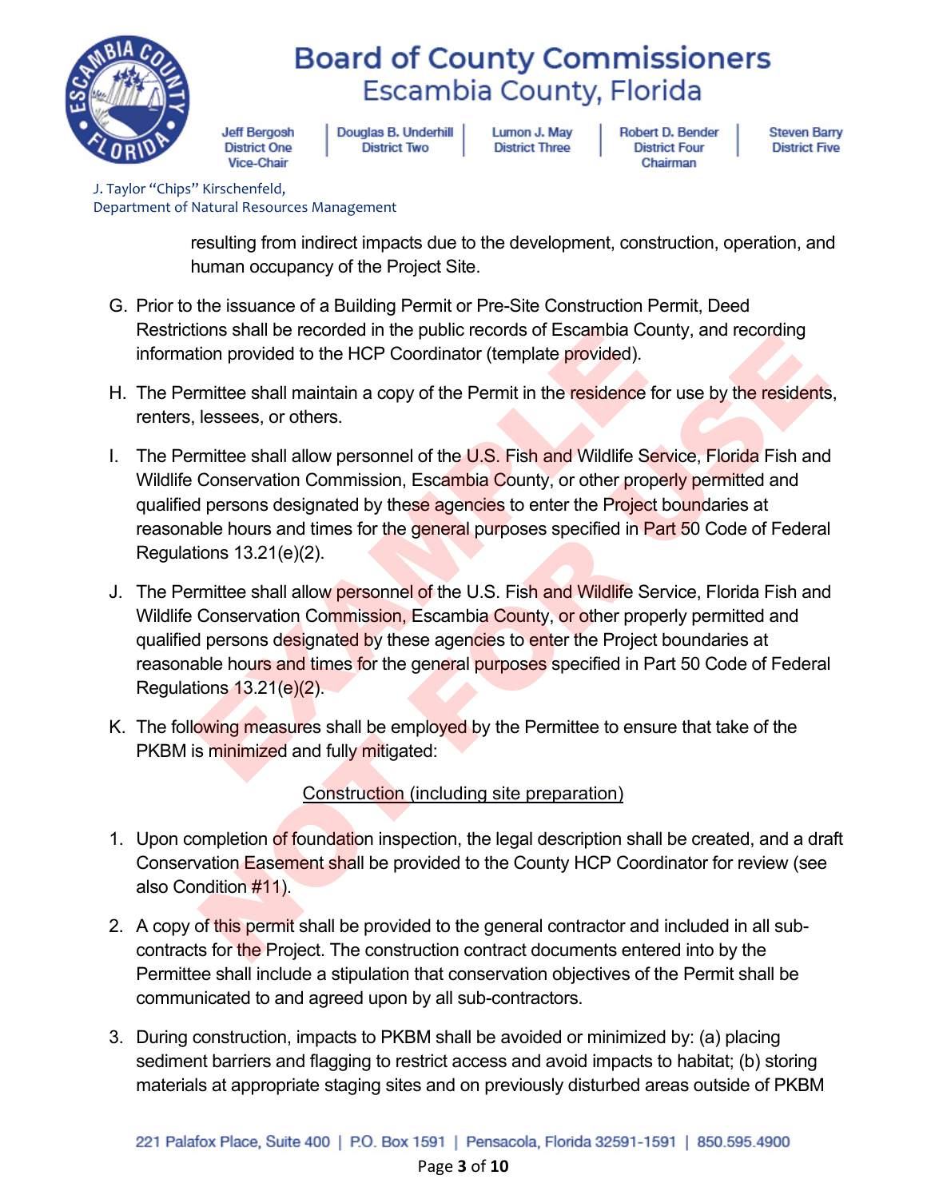resulting from indirect impacts due to the development, construction, operation, and human occupancy of the Project Site.

G. Prior to the issuance of a Building Permit or Pre-Site Construction Permit, Deed Restrictions shall be recorded in the public records of Escambia County, and recording information provided to the HCP Coordinator (template provided).

H. The Permittee shall maintain a copy of the Permit in the residence for use by the residents, renters, lessees, or others.

I. The Permittee shall allow personnel of the U.S. Fish and Wildlife Service, Florida Fish and Wildlife Conservation Commission, Escambia County, or other properly permitted and qualified persons designated by these agencies to enter the Project boundaries at reasonable hours and times for the general purposes specified in Part 50 Code of Federal Regulations 13.21(e)(2).

J. The Permittee shall allow personnel of the U.S. Fish and Wildlife Service, Florida Fish and Wildlife Conservation Commission, Escambia County, or other properly permitted and qualified persons designated by these agencies to enter the Project boundaries at reasonable hours and times for the general purposes specified in Part 50 Code of Federal Regulations 13.21(e)(2).

K. The following measures shall be employed by the Permittee to ensure that take of the PKBM is minimized and fully mitigated:

<u>Construction (including site preparation)</u>

1. Upon completion of foundation inspection, the legal description shall be created, and a draft Conservation Easement shall be provided to the County HCP Coordinator for review (see also Condition #11).

2. A copy of this permit shall be provided to the general contractor and included in all sub-contracts for the Project. The construction contract documents entered into by the Permittee shall include a stipulation that conservation objectives of the Permit shall be communicated to and agreed upon by all sub-contractors.

3. During construction, impacts to PKBM shall be avoided or minimized by: (a) placing sediment barriers and flagging to restrict access and avoid impacts to habitat; (b) storing materials at appropriate staging sites and on previously disturbed areas outside of PKBM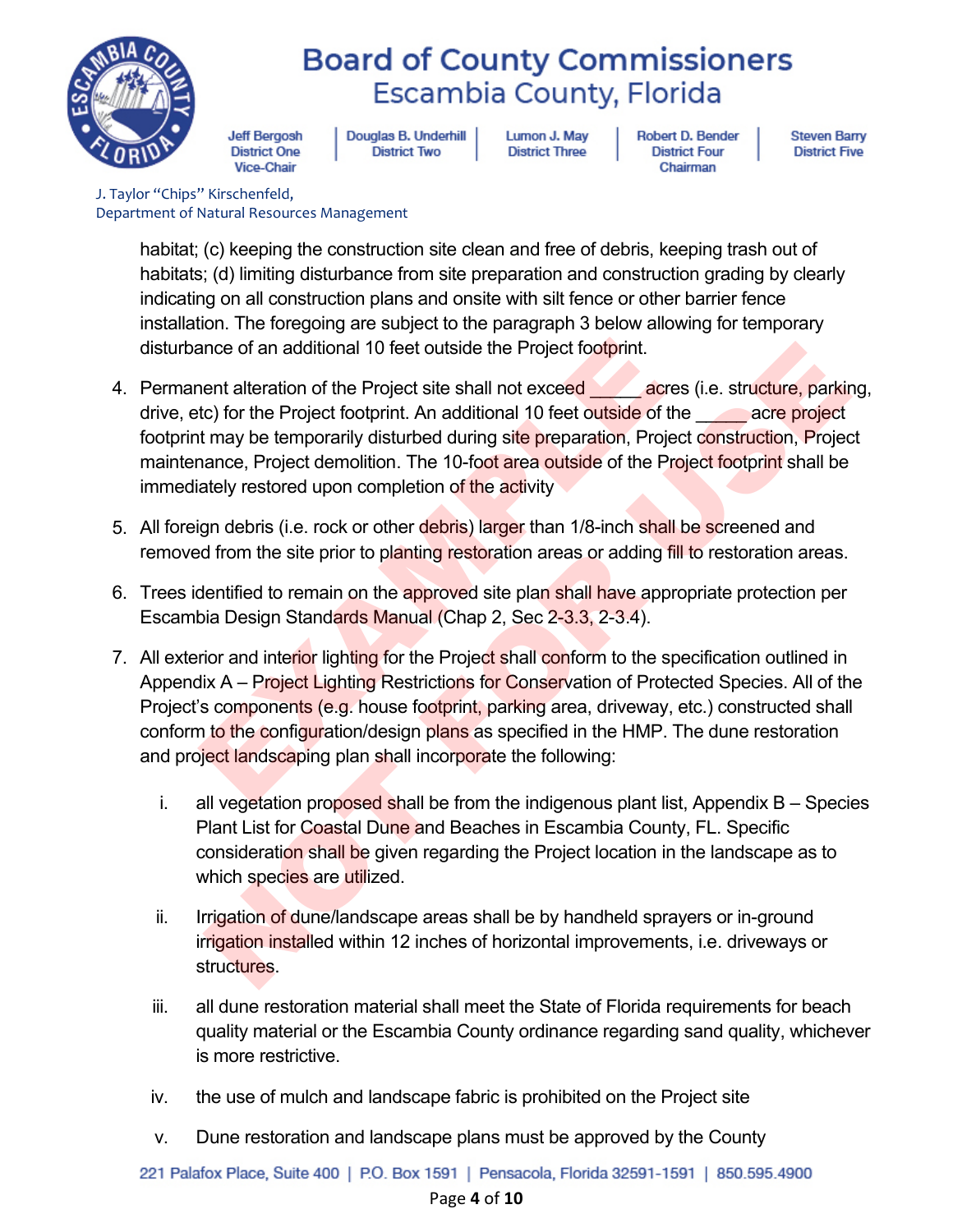habitat; (c) keeping the construction site clean and free of debris, keeping trash out of habitats; (d) limiting disturbance from site preparation and construction grading by clearly indicating on all construction plans and onsite with silt fence or other barrier fence installation. The foregoing are subject to the paragraph 3 below allowing for temporary disturbance of an additional 10 feet outside the Project footprint.

4. Permanent alteration of the Project site shall not exceed _____ acres (i.e. structure, parking, drive, etc) for the Project footprint. An additional 10 feet outside of the _____ acre project footprint may be temporarily disturbed during site preparation, Project construction, Project maintenance, Project demolition. The 10-foot area outside of the Project footprint shall be immediately restored upon completion of the activity

5. All foreign debris (i.e. rock or other debris) larger than 1/8-inch shall be screened and removed from the site prior to planting restoration areas or adding fill to restoration areas.

6. Trees identified to remain on the approved site plan shall have appropriate protection per Escambia Design Standards Manual (Chap 2, Sec 2-3.3, 2-3.4).

7. All exterior and interior lighting for the Project shall conform to the specification outlined in Appendix A – Project Lighting Restrictions for Conservation of Protected Species. All of the Project's components (e.g. house footprint, parking area, driveway, etc.) constructed shall conform to the configuration/design plans as specified in the HMP. The dune restoration and project landscaping plan shall incorporate the following:

   i. all vegetation proposed shall be from the indigenous plant list, Appendix B – Species Plant List for Coastal Dune and Beaches in Escambia County, FL. Specific consideration shall be given regarding the Project location in the landscape as to which species are utilized.

   ii. Irrigation of dune/landscape areas shall be by handheld sprayers or in-ground irrigation installed within 12 inches of horizontal improvements, i.e. driveways or structures.

   iii. all dune restoration material shall meet the State of Florida requirements for beach quality material or the Escambia County ordinance regarding sand quality, whichever is more restrictive.

   iv. the use of mulch and landscape fabric is prohibited on the Project site

   v. Dune restoration and landscape plans must be approved by the County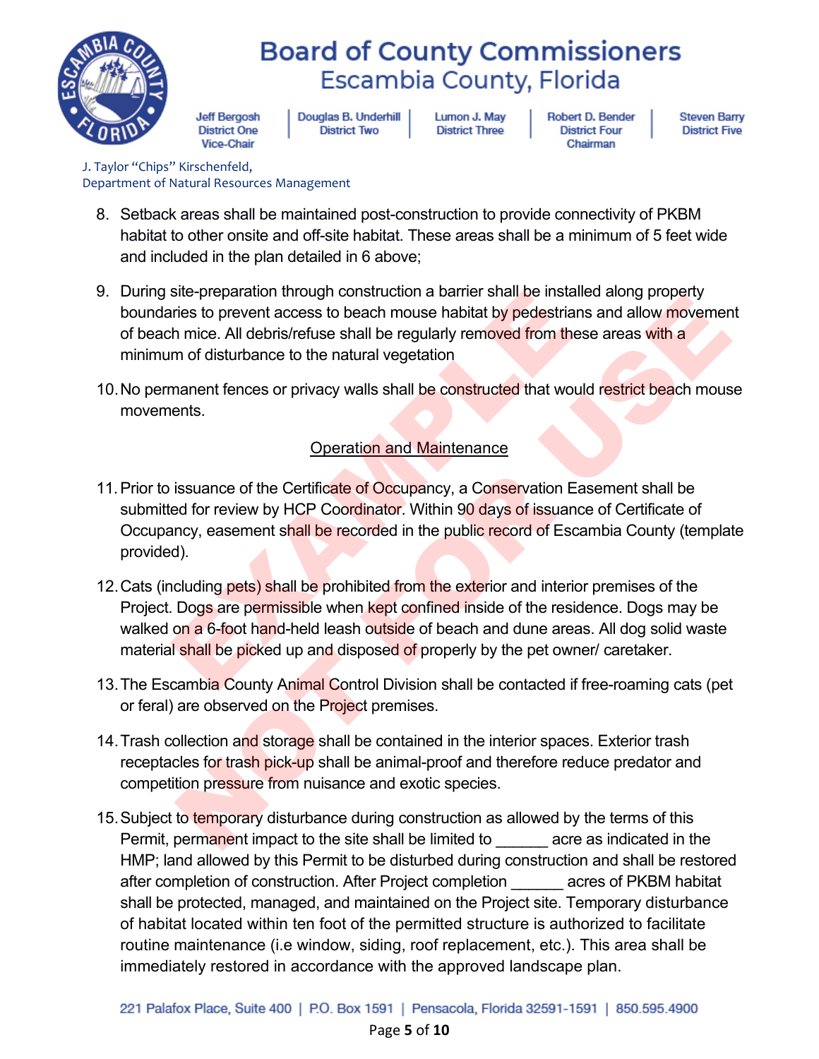8. Setback areas shall be maintained post-construction to provide connectivity of PKBM habitat to other onsite and off-site habitat. These areas shall be a minimum of 5 feet wide and included in the plan detailed in 6 above;

9. During site-preparation through construction a barrier shall be installed along property boundaries to prevent access to beach mouse habitat by pedestrians and allow movement of beach mice. All debris/refuse shall be regularly removed from these areas with a minimum of disturbance to the natural vegetation

10. No permanent fences or privacy walls shall be constructed that would restrict beach mouse movements.

## Operation and Maintenance

11. Prior to issuance of the Certificate of Occupancy, a Conservation Easement shall be submitted for review by HCP Coordinator. Within 90 days of issuance of Certificate of Occupancy, easement shall be recorded in the public record of Escambia County (template provided).

12. Cats (including pets) shall be prohibited from the exterior and interior premises of the Project. Dogs are permissible when kept confined inside of the residence. Dogs may be walked on a 6-foot hand-held leash outside of beach and dune areas. All dog solid waste material shall be picked up and disposed of properly by the pet owner/ caretaker.

13. The Escambia County Animal Control Division shall be contacted if free-roaming cats (pet or feral) are observed on the Project premises.

14. Trash collection and storage shall be contained in the interior spaces. Exterior trash receptacles for trash pick-up shall be animal-proof and therefore reduce predator and competition pressure from nuisance and exotic species.

15. Subject to temporary disturbance during construction as allowed by the terms of this Permit, permanent impact to the site shall be limited to ______ acre as indicated in the HMP; land allowed by this Permit to be disturbed during construction and shall be restored after completion of construction. After Project completion ______ acres of PKBM habitat shall be protected, managed, and maintained on the Project site. Temporary disturbance of habitat located within ten foot of the permitted structure is authorized to facilitate routine maintenance (i.e window, siding, roof replacement, etc.). This area shall be immediately restored in accordance with the approved landscape plan.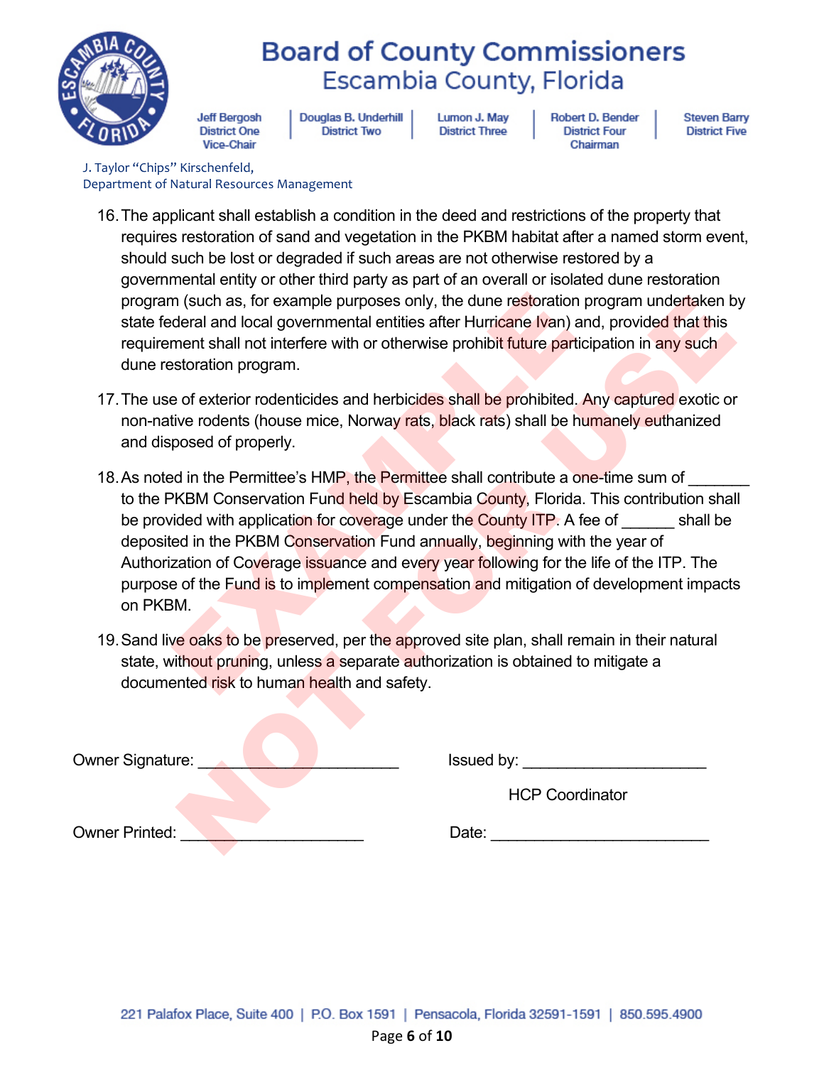16. The applicant shall establish a condition in the deed and restrictions of the property that requires restoration of sand and vegetation in the PKBM habitat after a named storm event, should such be lost or degraded if such areas are not otherwise restored by a governmental entity or other third party as part of an overall or isolated dune restoration program (such as, for example purposes only, the dune restoration program undertaken by state federal and local governmental entities after Hurricane Ivan) and, provided that this requirement shall not interfere with or otherwise prohibit future participation in any such dune restoration program.

17. The use of exterior rodenticides and herbicides shall be prohibited. Any captured exotic or non-native rodents (house mice, Norway rats, black rats) shall be humanely euthanized and disposed of properly.

18. As noted in the Permittee's HMP, the Permittee shall contribute a one-time sum of _______ to the PKBM Conservation Fund held by Escambia County, Florida. This contribution shall be provided with application for coverage under the County ITP. A fee of ______ shall be deposited in the PKBM Conservation Fund annually, beginning with the year of Authorization of Coverage issuance and every year following for the life of the ITP. The purpose of the Fund is to implement compensation and mitigation of development impacts on PKBM.

19. Sand live oaks to be preserved, per the approved site plan, shall remain in their natural state, without pruning, unless a separate authorization is obtained to mitigate a documented risk to human health and safety.

Owner Signature: ______________________

Issued by: ____________________
HCP Coordinator

Owner Printed: ____________________

Date: ________________________

EXAMPLE NOT FOR USE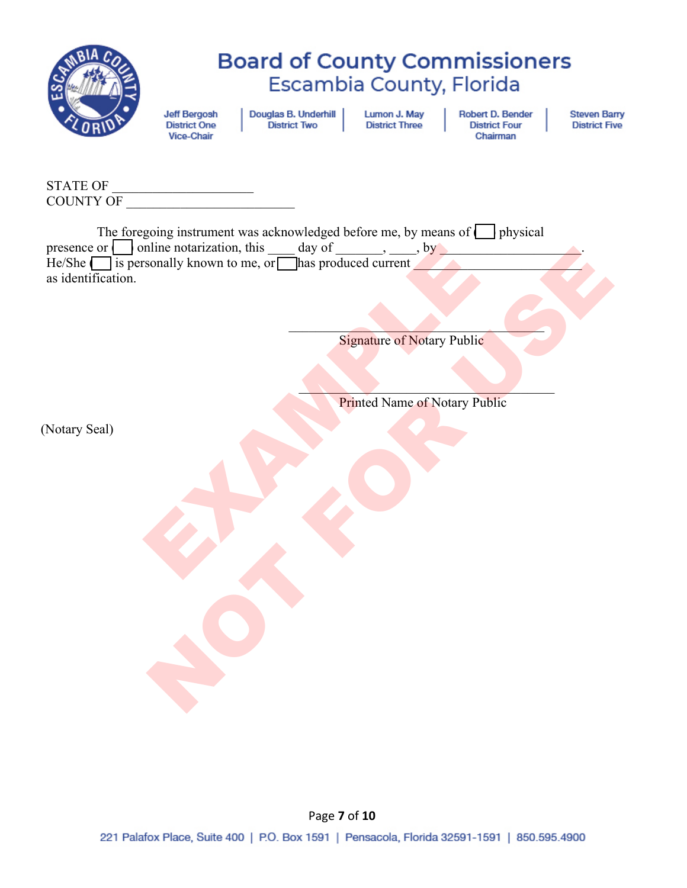STATE OF ____________________

COUNTY OF ________________________

The foregoing instrument was acknowledged before me, by means of ☐ physical presence or ☐ online notarization, this ____ day of _______, ____, by ____________________. He/She ☐ is personally known to me, or ☐ has produced current ________________________ as identification.

______________________________________

Signature of Notary Public

______________________________________

Printed Name of Notary Public

(Notary Seal)

EXAMPLE NOT FOR USE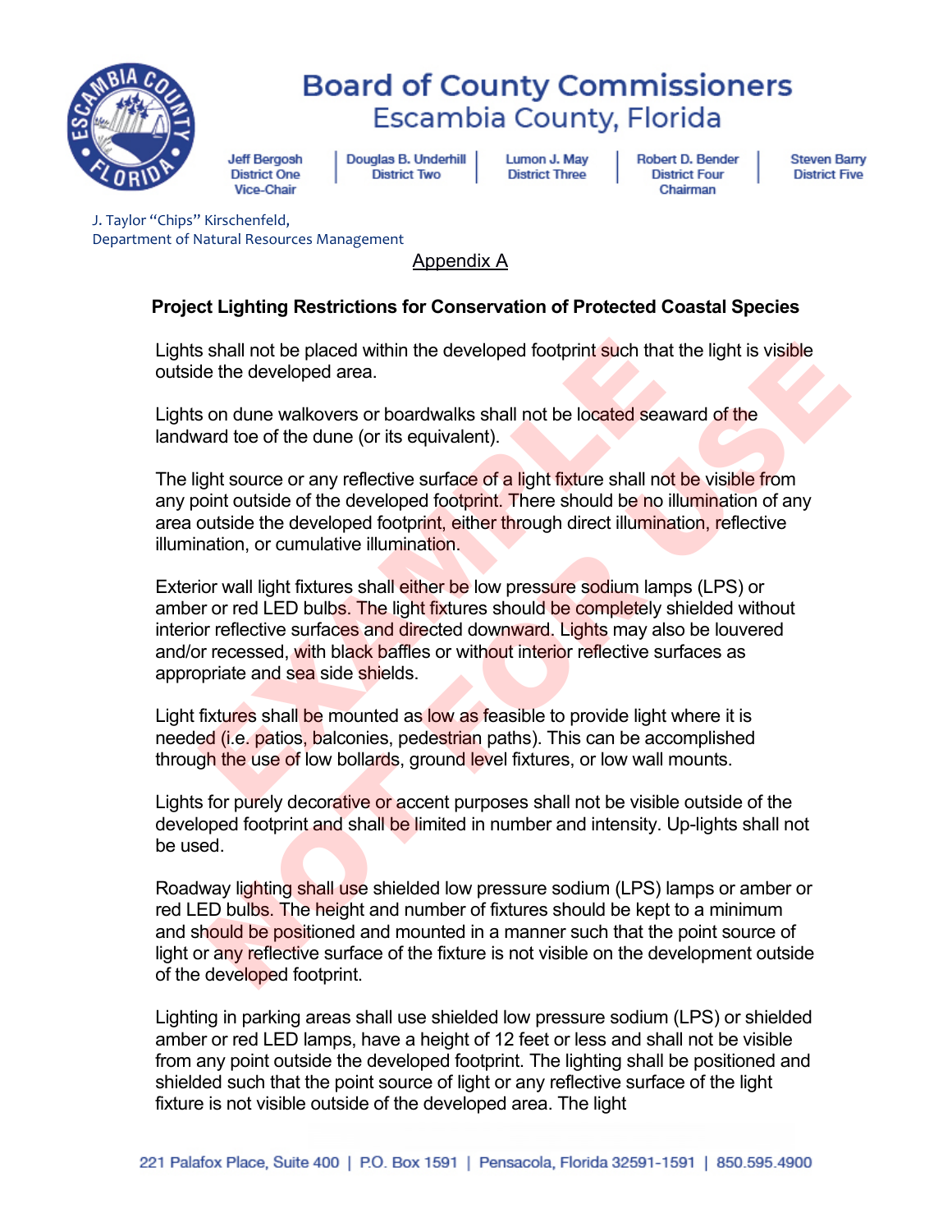# Board of County Commissioners
## Escambia County, Florida

Jeff Bergosh, District One, Vice-Chair | Douglas B. Underhill, District Two | Lumon J. May, District Three | Robert D. Bender, District Four, Chairman | Steven Barry, District Five

J. Taylor "Chips" Kirschenfeld,
Department of Natural Resources Management

Appendix A

**Project Lighting Restrictions for Conservation of Protected Coastal Species**

Lights shall not be placed within the developed footprint such that the light is visible outside the developed area.

Lights on dune walkovers or boardwalks shall not be located seaward of the landward toe of the dune (or its equivalent).

The light source or any reflective surface of a light fixture shall not be visible from any point outside of the developed footprint. There should be no illumination of any area outside the developed footprint, either through direct illumination, reflective illumination, or cumulative illumination.

Exterior wall light fixtures shall either be low pressure sodium lamps (LPS) or amber or red LED bulbs. The light fixtures should be completely shielded without interior reflective surfaces and directed downward. Lights may also be louvered and/or recessed, with black baffles or without interior reflective surfaces as appropriate and sea side shields.

Light fixtures shall be mounted as low as feasible to provide light where it is needed (i.e. patios, balconies, pedestrian paths). This can be accomplished through the use of low bollards, ground level fixtures, or low wall mounts.

Lights for purely decorative or accent purposes shall not be visible outside of the developed footprint and shall be limited in number and intensity. Up-lights shall not be used.

Roadway lighting shall use shielded low pressure sodium (LPS) lamps or amber or red LED bulbs. The height and number of fixtures should be kept to a minimum and should be positioned and mounted in a manner such that the point source of light or any reflective surface of the fixture is not visible on the development outside of the developed footprint.

Lighting in parking areas shall use shielded low pressure sodium (LPS) or shielded amber or red LED lamps, have a height of 12 feet or less and shall not be visible from any point outside the developed footprint. The lighting shall be positioned and shielded such that the point source of light or any reflective surface of the light fixture is not visible outside of the developed area. The light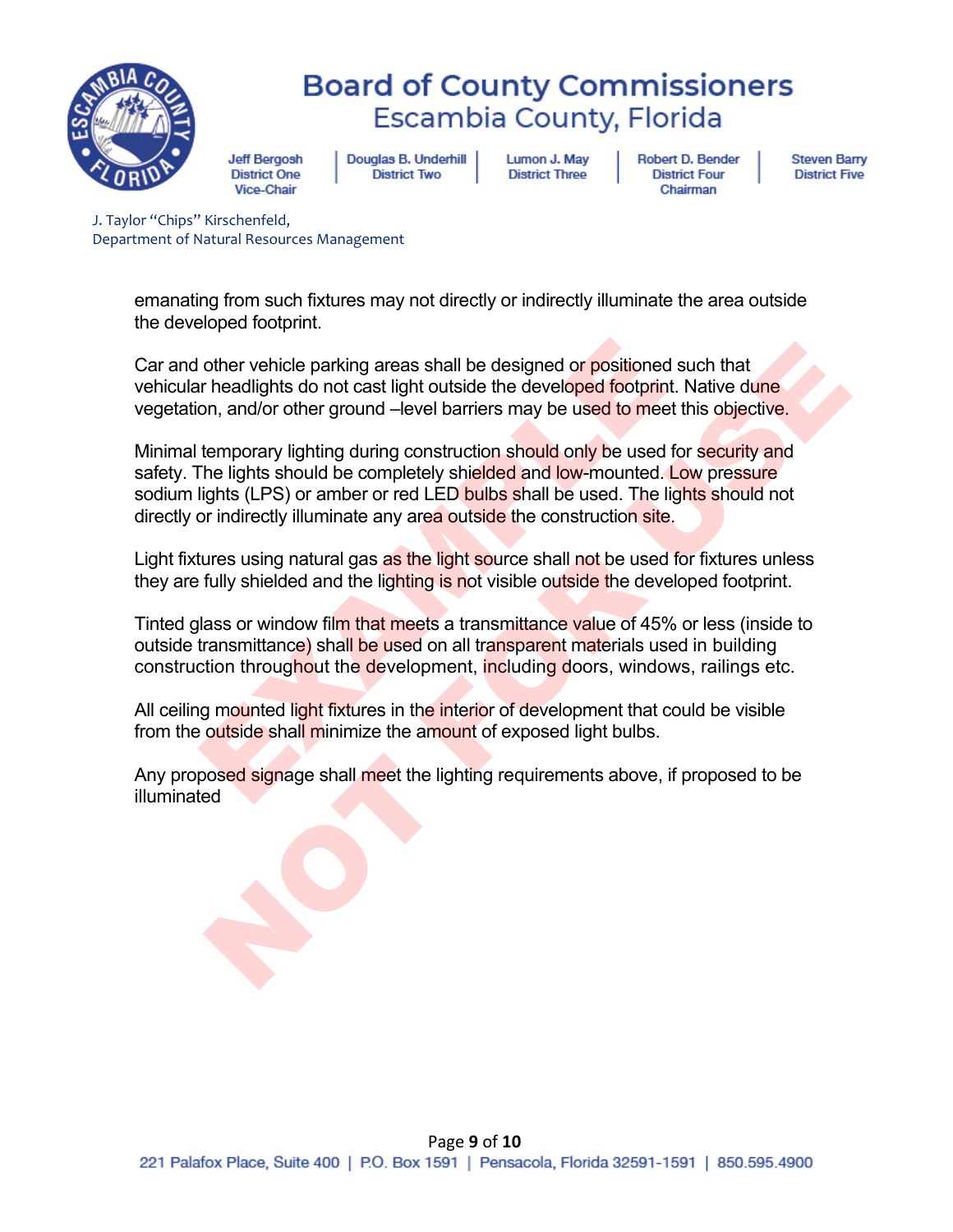emanating from such fixtures may not directly or indirectly illuminate the area outside the developed footprint.

Car and other vehicle parking areas shall be designed or positioned such that vehicular headlights do not cast light outside the developed footprint. Native dune vegetation, and/or other ground –level barriers may be used to meet this objective.

Minimal temporary lighting during construction should only be used for security and safety. The lights should be completely shielded and low-mounted. Low pressure sodium lights (LPS) or amber or red LED bulbs shall be used. The lights should not directly or indirectly illuminate any area outside the construction site.

Light fixtures using natural gas as the light source shall not be used for fixtures unless they are fully shielded and the lighting is not visible outside the developed footprint.

Tinted glass or window film that meets a transmittance value of 45% or less (inside to outside transmittance) shall be used on all transparent materials used in building construction throughout the development, including doors, windows, railings etc.

All ceiling mounted light fixtures in the interior of development that could be visible from the outside shall minimize the amount of exposed light bulbs.

Any proposed signage shall meet the lighting requirements above, if proposed to be illuminated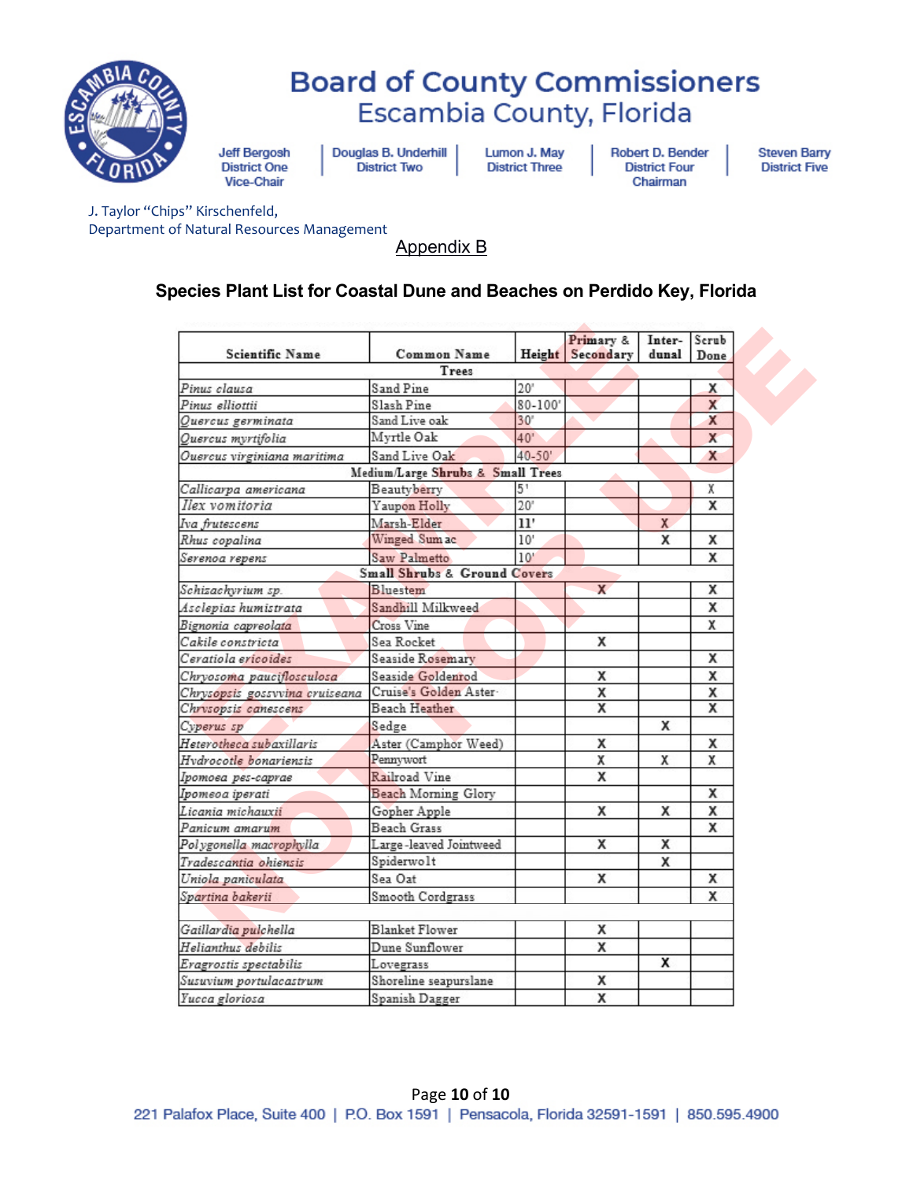# Board of County Commissioners
## Escambia County, Florida

Jeff Bergosh District One Vice-Chair | Douglas B. Underhill District Two | Lumon J. May District Three | Robert D. Bender District Four Chairman | Steven Barry District Five

J. Taylor "Chips" Kirschenfeld,
Department of Natural Resources Management

Appendix B

### Species Plant List for Coastal Dune and Beaches on Perdido Key, Florida

| Scientific Name | Common Name | Height | Primary & Secondary | Inter-dunal | Scrub Done |
|---|---|---|---|---|---|
| **Trees** | | | | | |
| *Pinus clausa* | Sand Pine | 20' | | | X |
| *Pinus elliottii* | Slash Pine | 80-100' | | | X |
| *Quercus germinata* | Sand Live oak | 30' | | | X |
| *Quercus myrtifolia* | Myrtle Oak | 40' | | | X |
| *Quercus virginiana maritima* | Sand Live Oak | 40-50' | | | X |
| **Medium/Large Shrubs & Small Trees** | | | | | |
| *Callicarpa americana* | Beautyberry | 5' | | | X |
| *Ilex vomitoria* | Yaupon Holly | 20' | | | X |
| *Iva frutescens* | Marsh-Elder | 11' | | X | |
| *Rhus copalina* | Winged Sumac | 10' | | X | X |
| *Serenoa repens* | Saw Palmetto | 10' | | | X |
| **Small Shrubs & Ground Covers** | | | | | |
| *Schizachyrium sp.* | Bluestem | | X | | X |
| *Asclepias humistrata* | Sandhill Milkweed | | | | X |
| *Bignonia capreolata* | Cross Vine | | | | X |
| *Cakile constricta* | Sea Rocket | | X | | |
| *Ceratiola ericoides* | Seaside Rosemary | | | | X |
| *Chryosoma pauciflosculosa* | Seaside Goldenrod | | X | | X |
| *Chrysopsis gossypina cruiseana* | Cruise's Golden Aster | | X | | X |
| *Chrysopsis canescens* | Beach Heather | | X | | X |
| *Cyperus sp* | Sedge | | | X | |
| *Heterotheca subaxillaris* | Aster (Camphor Weed) | | X | | X |
| *Hydrocotle bonariensis* | Pennywort | | X | X | X |
| *Ipomoea pes-caprae* | Railroad Vine | | X | | |
| *Ipomeoa iperati* | Beach Morning Glory | | | | X |
| *Licania michauxii* | Gopher Apple | | X | X | X |
| *Panicum amarum* | Beach Grass | | | | X |
| *Polygonella macrophylla* | Large-leaved Jointweed | | X | X | |
| *Tradescantia ohiensis* | Spiderwolt | | | X | |
| *Uniola paniculata* | Sea Oat | | X | | X |
| *Spartina bakerii* | Smooth Cordgrass | | | | X |
| | | | | | |
| *Gaillardia pulchella* | Blanket Flower | | X | | |
| *Helianthus debilis* | Dune Sunflower | | X | | |
| *Eragrostis spectabilis* | Lovegrass | | | X | |
| *Susuvium portulacastrum* | Shoreline seapurslane | | X | | |
| *Yucca gloriosa* | Spanish Dagger | | X | | |

221 Palafox Place, Suite 400 | P.O. Box 1591 | Pensacola, Florida 32591-1591 | 850.595.4900